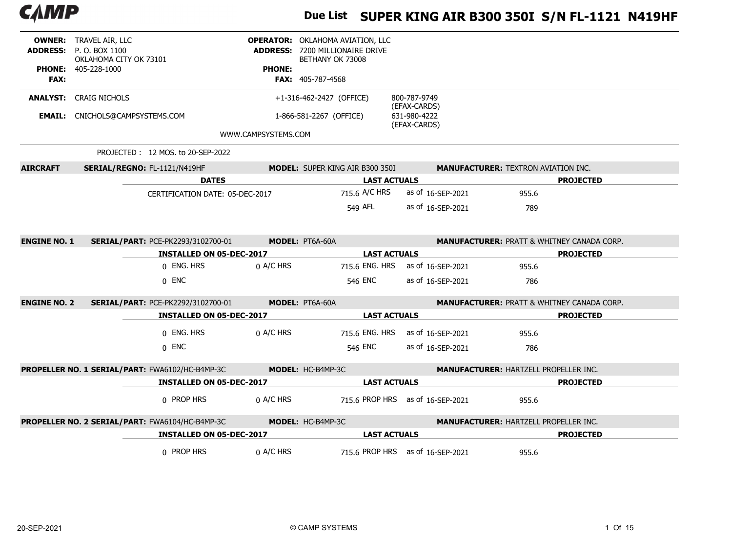# Due List SUPER KING AIR B300 350I S/N FL-1121 N419HF

**OWNER:** TRAVEL AIR, LLC
**ADDRESS:** P. O. BOX 1100
OKLAHOMA CITY OK 73101
**PHONE:** 405-228-1000
**FAX:**

**OPERATOR:** OKLAHOMA AVIATION, LLC
**ADDRESS:** 7200 MILLIONAIRE DRIVE
BETHANY OK 73008
**PHONE:**
**FAX:** 405-787-4568

**ANALYST:** CRAIG NICHOLS
**EMAIL:** CNICHOLS@CAMPSYSTEMS.COM

+1-316-462-2427 (OFFICE) — 800-787-9749 (EFAX-CARDS)
1-866-581-2267 (OFFICE) — 631-980-4222 (EFAX-CARDS)

WWW.CAMPSYSTEMS.COM

PROJECTED : 12 MOS. to 20-SEP-2022

**AIRCRAFT** **SERIAL/REGNO:** FL-1121/N419HF **MODEL:** SUPER KING AIR B300 350I **MANUFACTURER:** TEXTRON AVIATION INC.

| DATES | LAST ACTUALS | | PROJECTED |
|---|---|---|---|
| CERTIFICATION DATE: 05-DEC-2017 | 715.6 A/C HRS | as of 16-SEP-2021 | 955.6 |
| | 549 AFL | as of 16-SEP-2021 | 789 |

**ENGINE NO. 1** **SERIAL/PART:** PCE-PK2293/3102700-01 **MODEL:** PT6A-60A **MANUFACTURER:** PRATT & WHITNEY CANADA CORP.

| INSTALLED ON 05-DEC-2017 | | LAST ACTUALS | | PROJECTED |
|---|---|---|---|---|
| 0 ENG. HRS | 0 A/C HRS | 715.6 ENG. HRS | as of 16-SEP-2021 | 955.6 |
| 0 ENC | | 546 ENC | as of 16-SEP-2021 | 786 |

**ENGINE NO. 2** **SERIAL/PART:** PCE-PK2292/3102700-01 **MODEL:** PT6A-60A **MANUFACTURER:** PRATT & WHITNEY CANADA CORP.

| INSTALLED ON 05-DEC-2017 | | LAST ACTUALS | | PROJECTED |
|---|---|---|---|---|
| 0 ENG. HRS | 0 A/C HRS | 715.6 ENG. HRS | as of 16-SEP-2021 | 955.6 |
| 0 ENC | | 546 ENC | as of 16-SEP-2021 | 786 |

**PROPELLER NO. 1** **SERIAL/PART:** FWA6102/HC-B4MP-3C **MODEL:** HC-B4MP-3C **MANUFACTURER:** HARTZELL PROPELLER INC.

| INSTALLED ON 05-DEC-2017 | | LAST ACTUALS | | PROJECTED |
|---|---|---|---|---|
| 0 PROP HRS | 0 A/C HRS | 715.6 PROP HRS | as of 16-SEP-2021 | 955.6 |

**PROPELLER NO. 2** **SERIAL/PART:** FWA6104/HC-B4MP-3C **MODEL:** HC-B4MP-3C **MANUFACTURER:** HARTZELL PROPELLER INC.

| INSTALLED ON 05-DEC-2017 | | LAST ACTUALS | | PROJECTED |
|---|---|---|---|---|
| 0 PROP HRS | 0 A/C HRS | 715.6 PROP HRS | as of 16-SEP-2021 | 955.6 |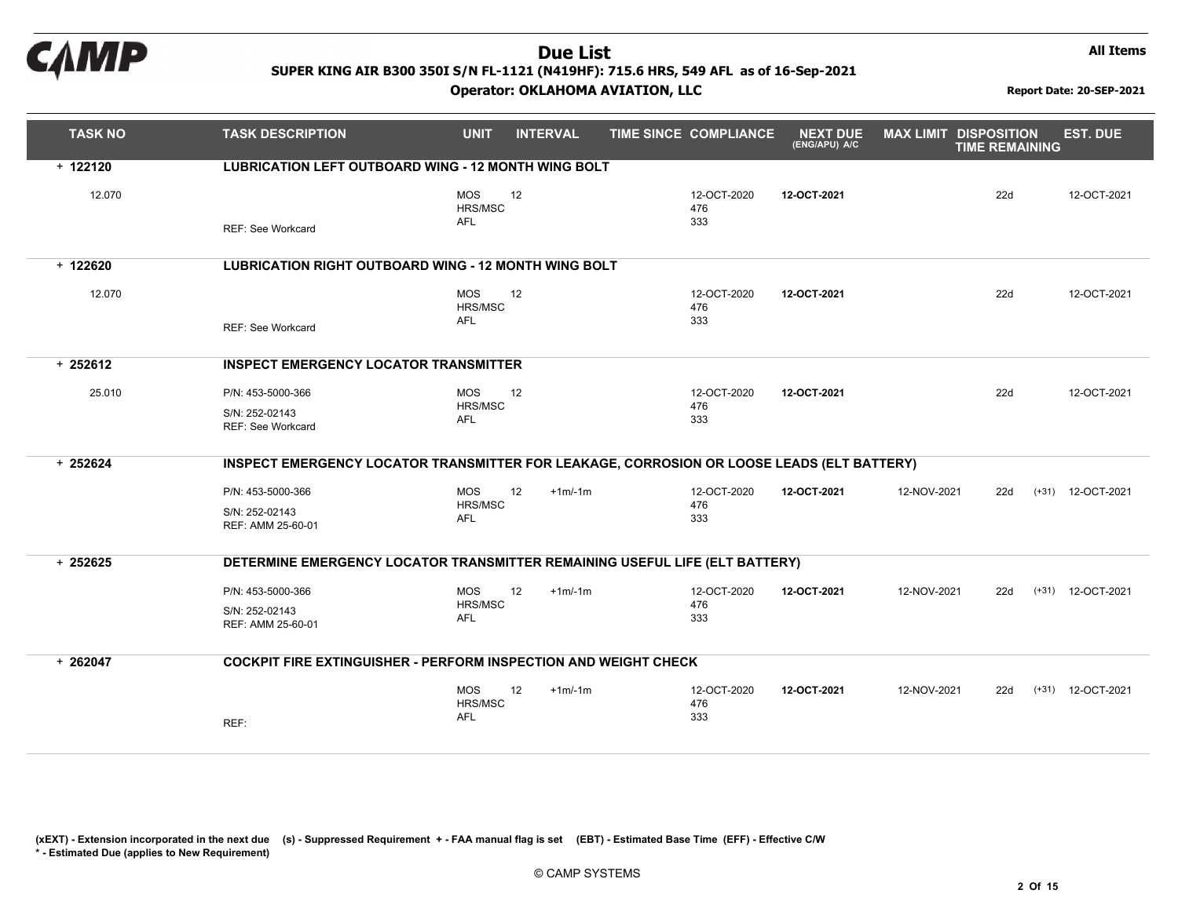# Due List

**SUPER KING AIR B300 350I S/N FL-1121 (N419HF): 715.6 HRS, 549 AFL as of 16-Sep-2021**

**Operator: OKLAHOMA AVIATION, LLC**

**All Items**

**Report Date: 20-SEP-2021**

| TASK NO | TASK DESCRIPTION | UNIT | INTERVAL | | TIME SINCE | COMPLIANCE | NEXT DUE (ENG/APU) A/C | MAX LIMIT | DISPOSITION TIME REMAINING | | EST. DUE |
|---|---|---|---|---|---|---|---|---|---|---|---|
| **+ 122120** | **LUBRICATION LEFT OUTBOARD WING - 12 MONTH WING BOLT** | | | | | | | | | | |
| 12.070 | REF: See Workcard | MOS<br>HRS/MSC<br>AFL | 12 | | | 12-OCT-2020<br>476<br>333 | **12-OCT-2021** | | 22d | | 12-OCT-2021 |
| **+ 122620** | **LUBRICATION RIGHT OUTBOARD WING - 12 MONTH WING BOLT** | | | | | | | | | | |
| 12.070 | REF: See Workcard | MOS<br>HRS/MSC<br>AFL | 12 | | | 12-OCT-2020<br>476<br>333 | **12-OCT-2021** | | 22d | | 12-OCT-2021 |
| **+ 252612** | **INSPECT EMERGENCY LOCATOR TRANSMITTER** | | | | | | | | | | |
| 25.010 | P/N: 453-5000-366<br>S/N: 252-02143<br>REF: See Workcard | MOS<br>HRS/MSC<br>AFL | 12 | | | 12-OCT-2020<br>476<br>333 | **12-OCT-2021** | | 22d | | 12-OCT-2021 |
| **+ 252624** | **INSPECT EMERGENCY LOCATOR TRANSMITTER FOR LEAKAGE, CORROSION OR LOOSE LEADS (ELT BATTERY)** | | | | | | | | | | |
| | P/N: 453-5000-366<br>S/N: 252-02143<br>REF: AMM 25-60-01 | MOS<br>HRS/MSC<br>AFL | 12 | +1m/-1m | | 12-OCT-2020<br>476<br>333 | **12-OCT-2021** | 12-NOV-2021 | 22d | (+31) | 12-OCT-2021 |
| **+ 252625** | **DETERMINE EMERGENCY LOCATOR TRANSMITTER REMAINING USEFUL LIFE (ELT BATTERY)** | | | | | | | | | | |
| | P/N: 453-5000-366<br>S/N: 252-02143<br>REF: AMM 25-60-01 | MOS<br>HRS/MSC<br>AFL | 12 | +1m/-1m | | 12-OCT-2020<br>476<br>333 | **12-OCT-2021** | 12-NOV-2021 | 22d | (+31) | 12-OCT-2021 |
| **+ 262047** | **COCKPIT FIRE EXTINGUISHER - PERFORM INSPECTION AND WEIGHT CHECK** | | | | | | | | | | |
| | REF: | MOS<br>HRS/MSC<br>AFL | 12 | +1m/-1m | | 12-OCT-2020<br>476<br>333 | **12-OCT-2021** | 12-NOV-2021 | 22d | (+31) | 12-OCT-2021 |

**(xEXT) - Extension incorporated in the next due (s) - Suppressed Requirement + - FAA manual flag is set (EBT) - Estimated Base Time (EFF) - Effective C/W**
**\* - Estimated Due (applies to New Requirement)**

© CAMP SYSTEMS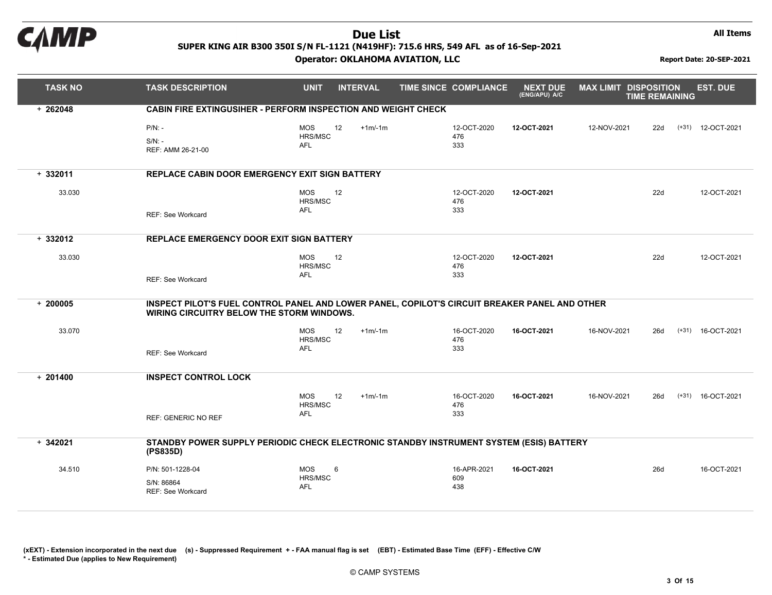# Due List

**SUPER KING AIR B300 350I S/N FL-1121 (N419HF): 715.6 HRS, 549 AFL as of 16-Sep-2021**

**Operator: OKLAHOMA AVIATION, LLC**

**All Items**

**Report Date: 20-SEP-2021**

| TASK NO | TASK DESCRIPTION | UNIT | INTERVAL | | TIME SINCE | COMPLIANCE | NEXT DUE (ENG/APU) A/C | MAX LIMIT | DISPOSITION TIME REMAINING | | EST. DUE |
|---|---|---|---|---|---|---|---|---|---|---|---|
| + 262048 | **CABIN FIRE EXTINGUSIHER - PERFORM INSPECTION AND WEIGHT CHECK** | | | | | | | | | | |
| | P/N: -<br>S/N: -<br>REF: AMM 26-21-00 | MOS<br>HRS/MSC<br>AFL | 12 | +1m/-1m | | 12-OCT-2020<br>476<br>333 | **12-OCT-2021** | 12-NOV-2021 | 22d | (+31) | 12-OCT-2021 |
| + 332011 | **REPLACE CABIN DOOR EMERGENCY EXIT SIGN BATTERY** | | | | | | | | | | |
| 33.030 | REF: See Workcard | MOS<br>HRS/MSC<br>AFL | 12 | | | 12-OCT-2020<br>476<br>333 | **12-OCT-2021** | | 22d | | 12-OCT-2021 |
| + 332012 | **REPLACE EMERGENCY DOOR EXIT SIGN BATTERY** | | | | | | | | | | |
| 33.030 | REF: See Workcard | MOS<br>HRS/MSC<br>AFL | 12 | | | 12-OCT-2020<br>476<br>333 | **12-OCT-2021** | | 22d | | 12-OCT-2021 |
| + 200005 | **INSPECT PILOT'S FUEL CONTROL PANEL AND LOWER PANEL, COPILOT'S CIRCUIT BREAKER PANEL AND OTHER WIRING CIRCUITRY BELOW THE STORM WINDOWS.** | | | | | | | | | | |
| 33.070 | REF: See Workcard | MOS<br>HRS/MSC<br>AFL | 12 | +1m/-1m | | 16-OCT-2020<br>476<br>333 | **16-OCT-2021** | 16-NOV-2021 | 26d | (+31) | 16-OCT-2021 |
| + 201400 | **INSPECT CONTROL LOCK** | | | | | | | | | | |
| | REF: GENERIC NO REF | MOS<br>HRS/MSC<br>AFL | 12 | +1m/-1m | | 16-OCT-2020<br>476<br>333 | **16-OCT-2021** | 16-NOV-2021 | 26d | (+31) | 16-OCT-2021 |
| + 342021 | **STANDBY POWER SUPPLY PERIODIC CHECK ELECTRONIC STANDBY INSTRUMENT SYSTEM (ESIS) BATTERY (PS835D)** | | | | | | | | | | |
| 34.510 | P/N: 501-1228-04<br>S/N: 86864<br>REF: See Workcard | MOS<br>HRS/MSC<br>AFL | 6 | | | 16-APR-2021<br>609<br>438 | **16-OCT-2021** | | 26d | | 16-OCT-2021 |

**(xEXT) - Extension incorporated in the next due (s) - Suppressed Requirement + - FAA manual flag is set (EBT) - Estimated Base Time (EFF) - Effective C/W**
**\* - Estimated Due (applies to New Requirement)**

© CAMP SYSTEMS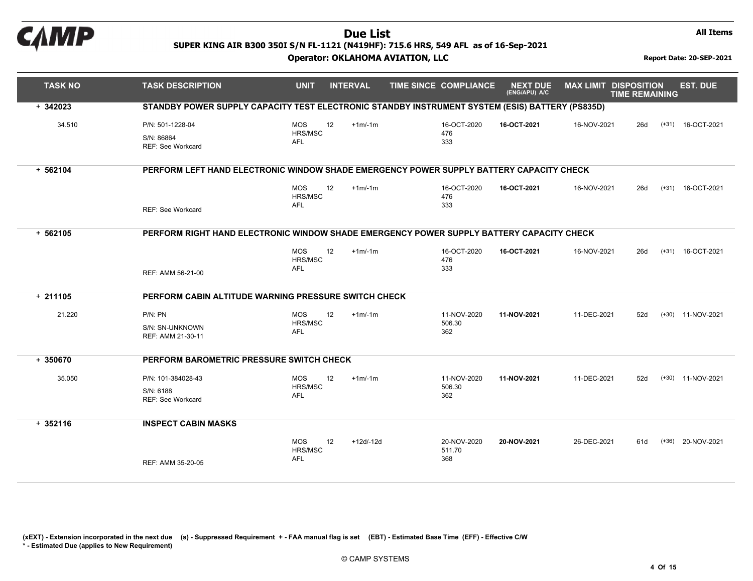# Due List

**SUPER KING AIR B300 350I S/N FL-1121 (N419HF): 715.6 HRS, 549 AFL as of 16-Sep-2021**

**Operator: OKLAHOMA AVIATION, LLC**

**All Items**

**Report Date: 20-SEP-2021**

| TASK NO | TASK DESCRIPTION | UNIT | INTERVAL | | TIME SINCE | COMPLIANCE | NEXT DUE (ENG/APU) A/C | MAX LIMIT | DISPOSITION TIME REMAINING | | EST. DUE |
|---|---|---|---|---|---|---|---|---|---|---|---|
| **+ 342023** | **STANDBY POWER SUPPLY CAPACITY TEST ELECTRONIC STANDBY INSTRUMENT SYSTEM (ESIS) BATTERY (PS835D)** | | | | | | | | | | |
| 34.510 | P/N: 501-1228-04<br>S/N: 86864<br>REF: See Workcard | MOS<br>HRS/MSC<br>AFL | 12 | +1m/-1m | | 16-OCT-2020<br>476<br>333 | **16-OCT-2021** | 16-NOV-2021 | 26d | (+31) | 16-OCT-2021 |
| **+ 562104** | **PERFORM LEFT HAND ELECTRONIC WINDOW SHADE EMERGENCY POWER SUPPLY BATTERY CAPACITY CHECK** | | | | | | | | | | |
| | REF: See Workcard | MOS<br>HRS/MSC<br>AFL | 12 | +1m/-1m | | 16-OCT-2020<br>476<br>333 | **16-OCT-2021** | 16-NOV-2021 | 26d | (+31) | 16-OCT-2021 |
| **+ 562105** | **PERFORM RIGHT HAND ELECTRONIC WINDOW SHADE EMERGENCY POWER SUPPLY BATTERY CAPACITY CHECK** | | | | | | | | | | |
| | REF: AMM 56-21-00 | MOS<br>HRS/MSC<br>AFL | 12 | +1m/-1m | | 16-OCT-2020<br>476<br>333 | **16-OCT-2021** | 16-NOV-2021 | 26d | (+31) | 16-OCT-2021 |
| **+ 211105** | **PERFORM CABIN ALTITUDE WARNING PRESSURE SWITCH CHECK** | | | | | | | | | | |
| 21.220 | P/N: PN<br>S/N: SN-UNKNOWN<br>REF: AMM 21-30-11 | MOS<br>HRS/MSC<br>AFL | 12 | +1m/-1m | | 11-NOV-2020<br>506.30<br>362 | **11-NOV-2021** | 11-DEC-2021 | 52d | (+30) | 11-NOV-2021 |
| **+ 350670** | **PERFORM BAROMETRIC PRESSURE SWITCH CHECK** | | | | | | | | | | |
| 35.050 | P/N: 101-384028-43<br>S/N: 6188<br>REF: See Workcard | MOS<br>HRS/MSC<br>AFL | 12 | +1m/-1m | | 11-NOV-2020<br>506.30<br>362 | **11-NOV-2021** | 11-DEC-2021 | 52d | (+30) | 11-NOV-2021 |
| **+ 352116** | **INSPECT CABIN MASKS** | | | | | | | | | | |
| | REF: AMM 35-20-05 | MOS<br>HRS/MSC<br>AFL | 12 | +12d/-12d | | 20-NOV-2020<br>511.70<br>368 | **20-NOV-2021** | 26-DEC-2021 | 61d | (+36) | 20-NOV-2021 |

**(xEXT) - Extension incorporated in the next due (s) - Suppressed Requirement + - FAA manual flag is set (EBT) - Estimated Base Time (EFF) - Effective C/W**
**\* - Estimated Due (applies to New Requirement)**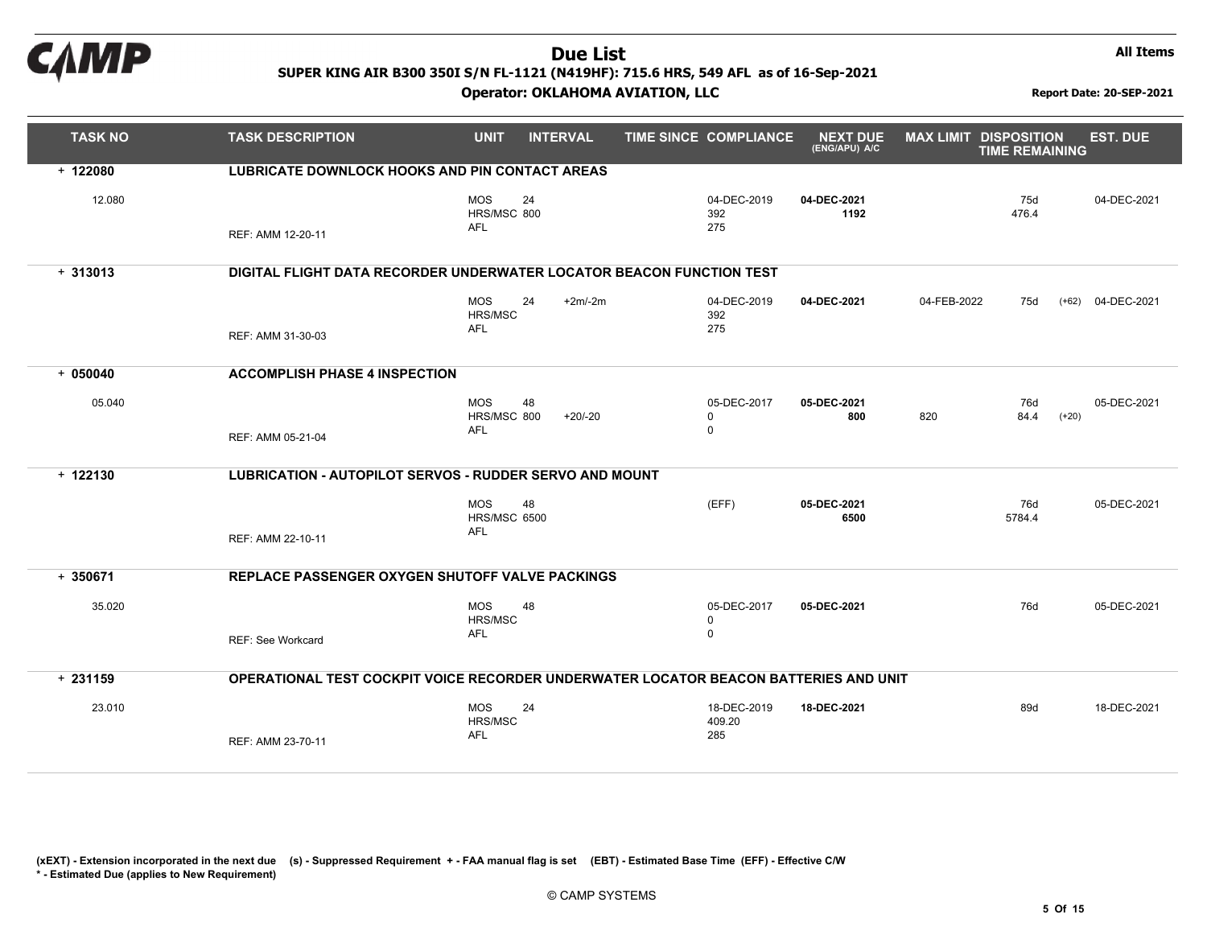# Due List

**SUPER KING AIR B300 350I S/N FL-1121 (N419HF): 715.6 HRS, 549 AFL as of 16-Sep-2021**

**Operator: OKLAHOMA AVIATION, LLC**

**All Items**

**Report Date: 20-SEP-2021**

| TASK NO | TASK DESCRIPTION | UNIT | INTERVAL | | TIME SINCE COMPLIANCE | NEXT DUE (ENG/APU) A/C | MAX LIMIT | DISPOSITION TIME REMAINING | | EST. DUE |
|---|---|---|---|---|---|---|---|---|---|---|
| **+ 122080** | **LUBRICATE DOWNLOCK HOOKS AND PIN CONTACT AREAS** | | | | | | | | | |
| 12.080 | REF: AMM 12-20-11 | MOS<br>HRS/MSC<br>AFL | 24<br>800 | | 04-DEC-2019<br>392<br>275 | **04-DEC-2021**<br>**1192** | | 75d<br>476.4 | | 04-DEC-2021 |
| **+ 313013** | **DIGITAL FLIGHT DATA RECORDER UNDERWATER LOCATOR BEACON FUNCTION TEST** | | | | | | | | | |
| | REF: AMM 31-30-03 | MOS<br>HRS/MSC<br>AFL | 24 | +2m/-2m | 04-DEC-2019<br>392<br>275 | **04-DEC-2021** | 04-FEB-2022 | 75d | (+62) | 04-DEC-2021 |
| **+ 050040** | **ACCOMPLISH PHASE 4 INSPECTION** | | | | | | | | | |
| 05.040 | REF: AMM 05-21-04 | MOS<br>HRS/MSC<br>AFL | 48<br>800 | <br>+20/-20 | 05-DEC-2017<br>0<br>0 | **05-DEC-2021**<br>**800** | <br>820 | 76d<br>84.4 | <br>(+20) | 05-DEC-2021 |
| **+ 122130** | **LUBRICATION - AUTOPILOT SERVOS - RUDDER SERVO AND MOUNT** | | | | | | | | | |
| | REF: AMM 22-10-11 | MOS<br>HRS/MSC<br>AFL | 48<br>6500 | | (EFF) | **05-DEC-2021**<br>**6500** | | 76d<br>5784.4 | | 05-DEC-2021 |
| **+ 350671** | **REPLACE PASSENGER OXYGEN SHUTOFF VALVE PACKINGS** | | | | | | | | | |
| 35.020 | REF: See Workcard | MOS<br>HRS/MSC<br>AFL | 48 | | 05-DEC-2017<br>0<br>0 | **05-DEC-2021** | | 76d | | 05-DEC-2021 |
| **+ 231159** | **OPERATIONAL TEST COCKPIT VOICE RECORDER UNDERWATER LOCATOR BEACON BATTERIES AND UNIT** | | | | | | | | | |
| 23.010 | REF: AMM 23-70-11 | MOS<br>HRS/MSC<br>AFL | 24 | | 18-DEC-2019<br>409.20<br>285 | **18-DEC-2021** | | 89d | | 18-DEC-2021 |

**(xEXT) - Extension incorporated in the next due (s) - Suppressed Requirement + - FAA manual flag is set (EBT) - Estimated Base Time (EFF) - Effective C/W**
**\* - Estimated Due (applies to New Requirement)**

© CAMP SYSTEMS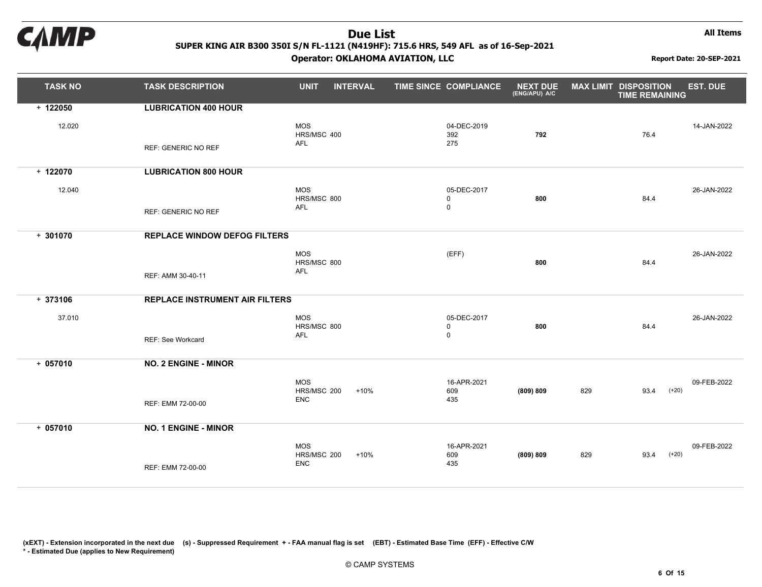# Due List

**SUPER KING AIR B300 350I S/N FL-1121 (N419HF): 715.6 HRS, 549 AFL as of 16-Sep-2021**

**Operator: OKLAHOMA AVIATION, LLC**

**All Items**

**Report Date: 20-SEP-2021**

| TASK NO | TASK DESCRIPTION | UNIT | INTERVAL | TIME SINCE | COMPLIANCE | NEXT DUE (ENG/APU) A/C | MAX LIMIT | DISPOSITION TIME REMAINING | EST. DUE |
|---|---|---|---|---|---|---|---|---|---|
| + 122050 | **LUBRICATION 400 HOUR** | | | | | | | | |
| 12.020 | REF: GENERIC NO REF | MOS<br>HRS/MSC<br>AFL | <br>400<br> | | 04-DEC-2019<br>392<br>275 | **792** | | 76.4 | 14-JAN-2022 |
| + 122070 | **LUBRICATION 800 HOUR** | | | | | | | | |
| 12.040 | REF: GENERIC NO REF | MOS<br>HRS/MSC<br>AFL | <br>800<br> | | 05-DEC-2017<br>0<br>0 | **800** | | 84.4 | 26-JAN-2022 |
| + 301070 | **REPLACE WINDOW DEFOG FILTERS** | | | | | | | | |
| | REF: AMM 30-40-11 | MOS<br>HRS/MSC<br>AFL | <br>800<br> | | (EFF) | **800** | | 84.4 | 26-JAN-2022 |
| + 373106 | **REPLACE INSTRUMENT AIR FILTERS** | | | | | | | | |
| 37.010 | REF: See Workcard | MOS<br>HRS/MSC<br>AFL | <br>800<br> | | 05-DEC-2017<br>0<br>0 | **800** | | 84.4 | 26-JAN-2022 |
| + 057010 | **NO. 2 ENGINE - MINOR** | | | | | | | | |
| | REF: EMM 72-00-00 | MOS<br>HRS/MSC<br>ENC | <br>200 +10%<br> | | 16-APR-2021<br>609<br>435 | **(809) 809** | 829 | 93.4 (+20) | 09-FEB-2022 |
| + 057010 | **NO. 1 ENGINE - MINOR** | | | | | | | | |
| | REF: EMM 72-00-00 | MOS<br>HRS/MSC<br>ENC | <br>200 +10%<br> | | 16-APR-2021<br>609<br>435 | **(809) 809** | 829 | 93.4 (+20) | 09-FEB-2022 |

**(xEXT) - Extension incorporated in the next due (s) - Suppressed Requirement + - FAA manual flag is set (EBT) - Estimated Base Time (EFF) - Effective C/W**
**\* - Estimated Due (applies to New Requirement)**

© CAMP SYSTEMS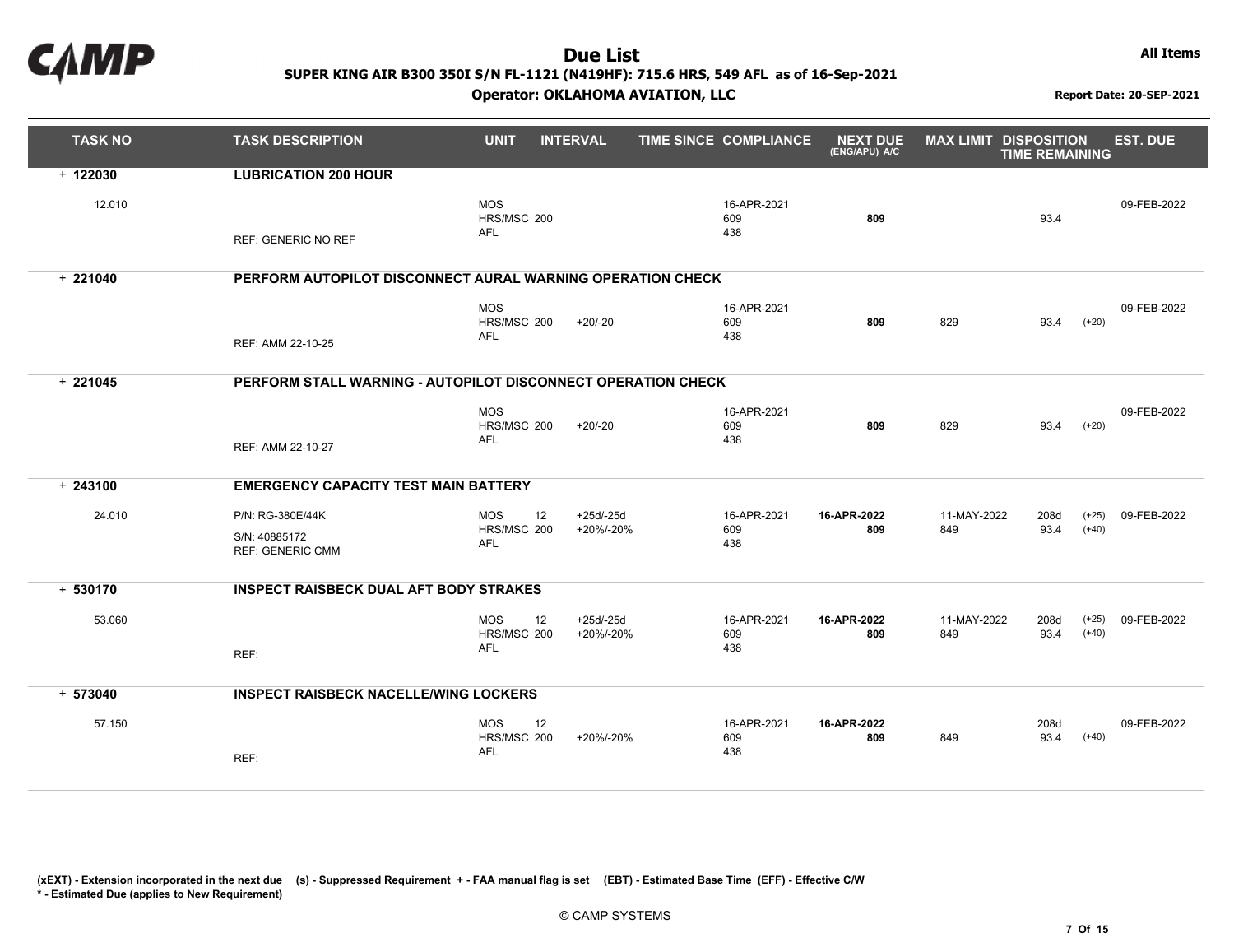# Due List

**SUPER KING AIR B300 350I S/N FL-1121 (N419HF): 715.6 HRS, 549 AFL as of 16-Sep-2021**

**Operator: OKLAHOMA AVIATION, LLC**

**All Items**

**Report Date: 20-SEP-2021**

| TASK NO | TASK DESCRIPTION | UNIT | INTERVAL | | TIME SINCE | COMPLIANCE | NEXT DUE (ENG/APU) A/C | MAX LIMIT | DISPOSITION TIME REMAINING | | EST. DUE |
|---|---|---|---|---|---|---|---|---|---|---|---|
| **+ 122030** | **LUBRICATION 200 HOUR** | | | | | | | | | | |
| 12.010 | | MOS | | | | 16-APR-2021 | | | | | 09-FEB-2022 |
| | | HRS/MSC | 200 | | | 609 | **809** | | 93.4 | | |
| | REF: GENERIC NO REF | AFL | | | | 438 | | | | | |
| **+ 221040** | **PERFORM AUTOPILOT DISCONNECT AURAL WARNING OPERATION CHECK** | | | | | | | | | | |
| | | MOS | | | | 16-APR-2021 | | | | | 09-FEB-2022 |
| | | HRS/MSC | 200 | +20/-20 | | 609 | **809** | 829 | 93.4 | (+20) | |
| | REF: AMM 22-10-25 | AFL | | | | 438 | | | | | |
| **+ 221045** | **PERFORM STALL WARNING - AUTOPILOT DISCONNECT OPERATION CHECK** | | | | | | | | | | |
| | | MOS | | | | 16-APR-2021 | | | | | 09-FEB-2022 |
| | | HRS/MSC | 200 | +20/-20 | | 609 | **809** | 829 | 93.4 | (+20) | |
| | REF: AMM 22-10-27 | AFL | | | | 438 | | | | | |
| **+ 243100** | **EMERGENCY CAPACITY TEST MAIN BATTERY** | | | | | | | | | | |
| 24.010 | P/N: RG-380E/44K | MOS | 12 | +25d/-25d | | 16-APR-2021 | **16-APR-2022** | 11-MAY-2022 | 208d | (+25) | 09-FEB-2022 |
| | S/N: 40885172 | HRS/MSC | 200 | +20%/-20% | | 609 | **809** | 849 | 93.4 | (+40) | |
| | REF: GENERIC CMM | AFL | | | | 438 | | | | | |
| **+ 530170** | **INSPECT RAISBECK DUAL AFT BODY STRAKES** | | | | | | | | | | |
| 53.060 | | MOS | 12 | +25d/-25d | | 16-APR-2021 | **16-APR-2022** | 11-MAY-2022 | 208d | (+25) | 09-FEB-2022 |
| | | HRS/MSC | 200 | +20%/-20% | | 609 | **809** | 849 | 93.4 | (+40) | |
| | REF: | AFL | | | | 438 | | | | | |
| **+ 573040** | **INSPECT RAISBECK NACELLE/WING LOCKERS** | | | | | | | | | | |
| 57.150 | | MOS | 12 | | | 16-APR-2021 | **16-APR-2022** | | 208d | | 09-FEB-2022 |
| | | HRS/MSC | 200 | +20%/-20% | | 609 | **809** | 849 | 93.4 | (+40) | |
| | REF: | AFL | | | | 438 | | | | | |

**(xEXT) - Extension incorporated in the next due (s) - Suppressed Requirement + - FAA manual flag is set (EBT) - Estimated Base Time (EFF) - Effective C/W**
**\* - Estimated Due (applies to New Requirement)**

© CAMP SYSTEMS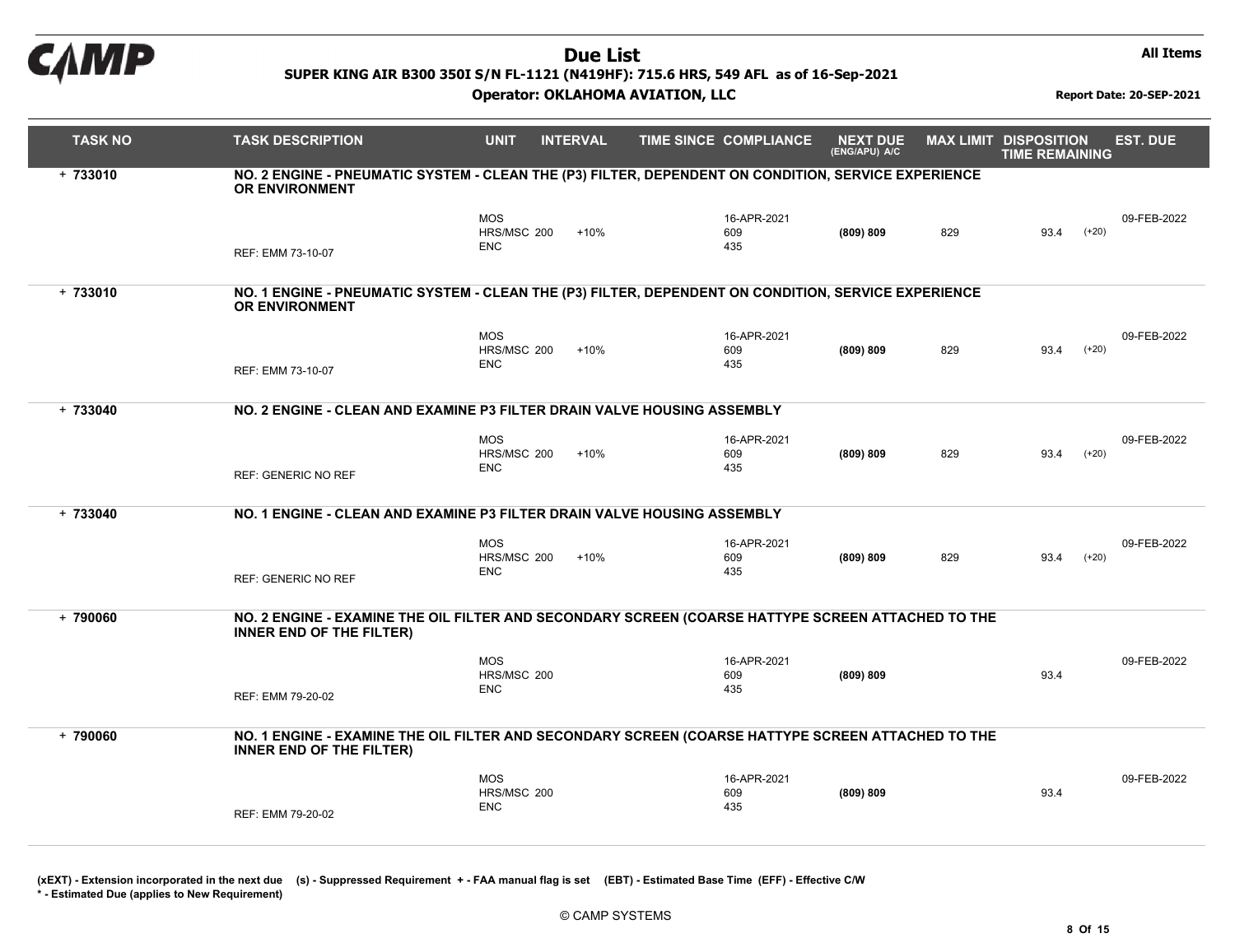# Due List

**SUPER KING AIR B300 350I S/N FL-1121 (N419HF): 715.6 HRS, 549 AFL as of 16-Sep-2021**

**Operator: OKLAHOMA AVIATION, LLC**

**All Items**

**Report Date: 20-SEP-2021**

| TASK NO | TASK DESCRIPTION | UNIT | INTERVAL | | TIME SINCE COMPLIANCE | NEXT DUE (ENG/APU) A/C | MAX LIMIT | DISPOSITION TIME REMAINING | | EST. DUE |
|---|---|---|---|---|---|---|---|---|---|---|
| + 733010 | **NO. 2 ENGINE - PNEUMATIC SYSTEM - CLEAN THE (P3) FILTER, DEPENDENT ON CONDITION, SERVICE EXPERIENCE OR ENVIRONMENT** | | | | | | | | | |
| | REF: EMM 73-10-07 | MOS<br>HRS/MSC<br>ENC | 200 | +10% | 16-APR-2021<br>609<br>435 | **(809) 809** | 829 | 93.4 | (+20) | 09-FEB-2022 |
| + 733010 | **NO. 1 ENGINE - PNEUMATIC SYSTEM - CLEAN THE (P3) FILTER, DEPENDENT ON CONDITION, SERVICE EXPERIENCE OR ENVIRONMENT** | | | | | | | | | |
| | REF: EMM 73-10-07 | MOS<br>HRS/MSC<br>ENC | 200 | +10% | 16-APR-2021<br>609<br>435 | **(809) 809** | 829 | 93.4 | (+20) | 09-FEB-2022 |
| + 733040 | **NO. 2 ENGINE - CLEAN AND EXAMINE P3 FILTER DRAIN VALVE HOUSING ASSEMBLY** | | | | | | | | | |
| | REF: GENERIC NO REF | MOS<br>HRS/MSC<br>ENC | 200 | +10% | 16-APR-2021<br>609<br>435 | **(809) 809** | 829 | 93.4 | (+20) | 09-FEB-2022 |
| + 733040 | **NO. 1 ENGINE - CLEAN AND EXAMINE P3 FILTER DRAIN VALVE HOUSING ASSEMBLY** | | | | | | | | | |
| | REF: GENERIC NO REF | MOS<br>HRS/MSC<br>ENC | 200 | +10% | 16-APR-2021<br>609<br>435 | **(809) 809** | 829 | 93.4 | (+20) | 09-FEB-2022 |
| + 790060 | **NO. 2 ENGINE - EXAMINE THE OIL FILTER AND SECONDARY SCREEN (COARSE HATTYPE SCREEN ATTACHED TO THE INNER END OF THE FILTER)** | | | | | | | | | |
| | REF: EMM 79-20-02 | MOS<br>HRS/MSC<br>ENC | 200 | | 16-APR-2021<br>609<br>435 | **(809) 809** | | 93.4 | | 09-FEB-2022 |
| + 790060 | **NO. 1 ENGINE - EXAMINE THE OIL FILTER AND SECONDARY SCREEN (COARSE HATTYPE SCREEN ATTACHED TO THE INNER END OF THE FILTER)** | | | | | | | | | |
| | REF: EMM 79-20-02 | MOS<br>HRS/MSC<br>ENC | 200 | | 16-APR-2021<br>609<br>435 | **(809) 809** | | 93.4 | | 09-FEB-2022 |

**(xEXT) - Extension incorporated in the next due (s) - Suppressed Requirement + - FAA manual flag is set (EBT) - Estimated Base Time (EFF) - Effective C/W**
**\* - Estimated Due (applies to New Requirement)**

© CAMP SYSTEMS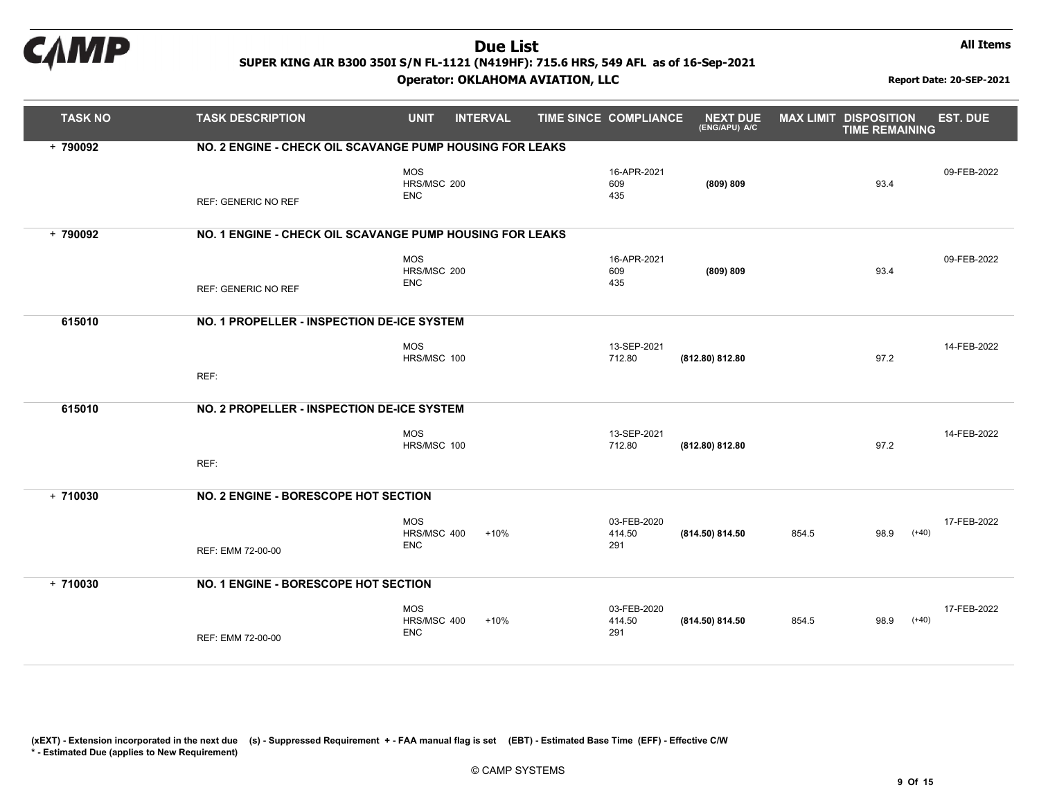# Due List

**SUPER KING AIR B300 350I S/N FL-1121 (N419HF): 715.6 HRS, 549 AFL as of 16-Sep-2021**

**Operator: OKLAHOMA AVIATION, LLC**

**All Items**

**Report Date: 20-SEP-2021**

| TASK NO | TASK DESCRIPTION | UNIT | INTERVAL | TIME SINCE | COMPLIANCE | NEXT DUE (ENG/APU) A/C | MAX LIMIT | DISPOSITION TIME REMAINING | EST. DUE |
|---|---|---|---|---|---|---|---|---|---|
| + 790092 | NO. 2 ENGINE - CHECK OIL SCAVANGE PUMP HOUSING FOR LEAKS | | | | | | | | |
| | REF: GENERIC NO REF | MOS<br>HRS/MSC 200<br>ENC | | | 16-APR-2021<br>609<br>435 | (809) 809 | | 93.4 | 09-FEB-2022 |
| + 790092 | NO. 1 ENGINE - CHECK OIL SCAVANGE PUMP HOUSING FOR LEAKS | | | | | | | | |
| | REF: GENERIC NO REF | MOS<br>HRS/MSC 200<br>ENC | | | 16-APR-2021<br>609<br>435 | (809) 809 | | 93.4 | 09-FEB-2022 |
| 615010 | NO. 1 PROPELLER - INSPECTION DE-ICE SYSTEM | | | | | | | | |
| | REF: | MOS<br>HRS/MSC 100 | | | 13-SEP-2021<br>712.80 | (812.80) 812.80 | | 97.2 | 14-FEB-2022 |
| 615010 | NO. 2 PROPELLER - INSPECTION DE-ICE SYSTEM | | | | | | | | |
| | REF: | MOS<br>HRS/MSC 100 | | | 13-SEP-2021<br>712.80 | (812.80) 812.80 | | 97.2 | 14-FEB-2022 |
| + 710030 | NO. 2 ENGINE - BORESCOPE HOT SECTION | | | | | | | | |
| | REF: EMM 72-00-00 | MOS<br>HRS/MSC 400<br>ENC | +10% | | 03-FEB-2020<br>414.50<br>291 | (814.50) 814.50 | 854.5 | 98.9 (+40) | 17-FEB-2022 |
| + 710030 | NO. 1 ENGINE - BORESCOPE HOT SECTION | | | | | | | | |
| | REF: EMM 72-00-00 | MOS<br>HRS/MSC 400<br>ENC | +10% | | 03-FEB-2020<br>414.50<br>291 | (814.50) 814.50 | 854.5 | 98.9 (+40) | 17-FEB-2022 |

**(xEXT) - Extension incorporated in the next due (s) - Suppressed Requirement + - FAA manual flag is set (EBT) - Estimated Base Time (EFF) - Effective C/W**
**\* - Estimated Due (applies to New Requirement)**

© CAMP SYSTEMS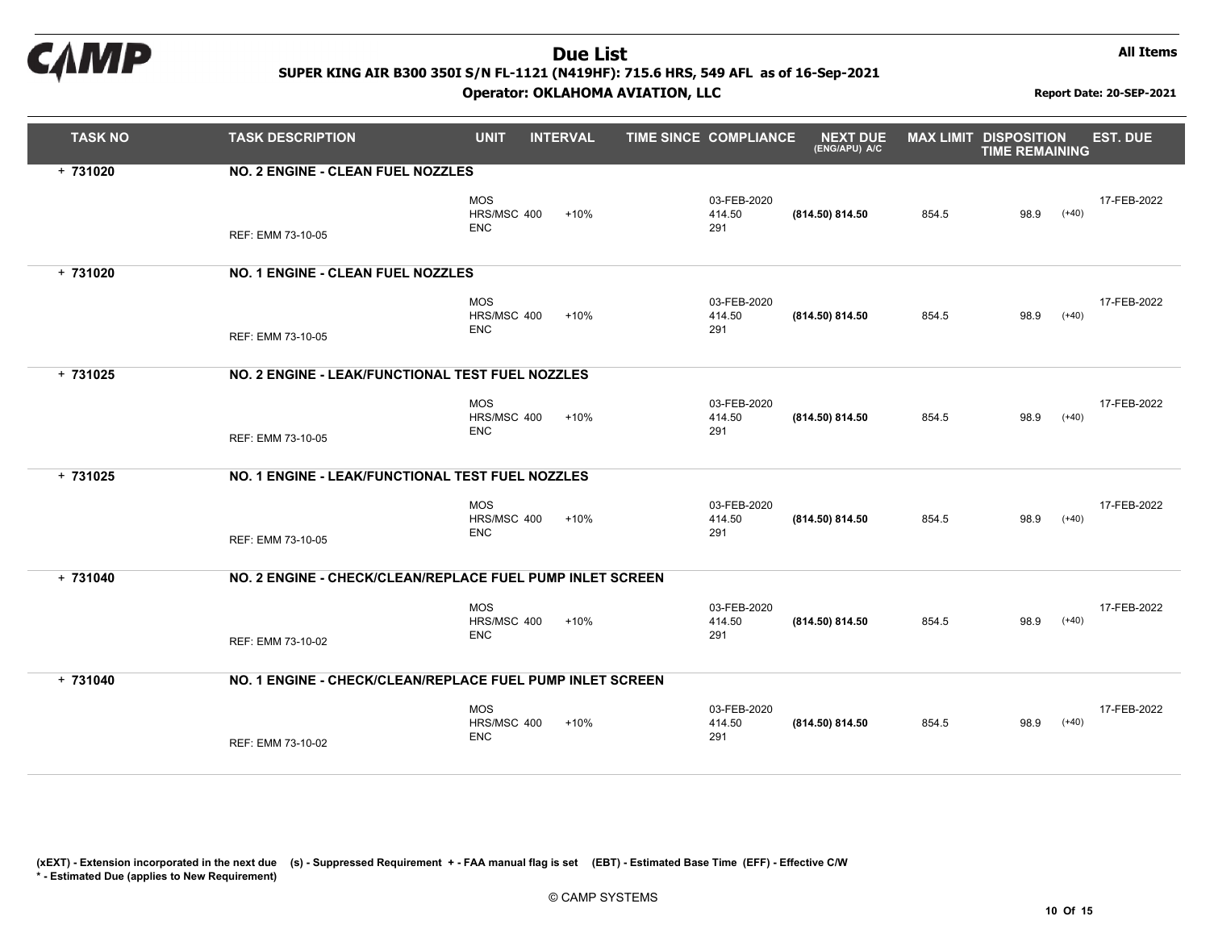# Due List

**SUPER KING AIR B300 350I S/N FL-1121 (N419HF): 715.6 HRS, 549 AFL as of 16-Sep-2021**

**Operator: OKLAHOMA AVIATION, LLC**

**All Items**

**Report Date: 20-SEP-2021**

| TASK NO | TASK DESCRIPTION | UNIT | INTERVAL | | TIME SINCE | COMPLIANCE | NEXT DUE (ENG/APU) A/C | MAX LIMIT | DISPOSITION TIME REMAINING | | EST. DUE |
|---|---|---|---|---|---|---|---|---|---|---|---|
| + 731020 | **NO. 2 ENGINE - CLEAN FUEL NOZZLES** | | | | | | | | | | |
| | REF: EMM 73-10-05 | MOS<br>HRS/MSC<br>ENC | 400 | +10% | | 03-FEB-2020<br>414.50<br>291 | **(814.50) 814.50** | 854.5 | 98.9 | (+40) | 17-FEB-2022 |
| + 731020 | **NO. 1 ENGINE - CLEAN FUEL NOZZLES** | | | | | | | | | | |
| | REF: EMM 73-10-05 | MOS<br>HRS/MSC<br>ENC | 400 | +10% | | 03-FEB-2020<br>414.50<br>291 | **(814.50) 814.50** | 854.5 | 98.9 | (+40) | 17-FEB-2022 |
| + 731025 | **NO. 2 ENGINE - LEAK/FUNCTIONAL TEST FUEL NOZZLES** | | | | | | | | | | |
| | REF: EMM 73-10-05 | MOS<br>HRS/MSC<br>ENC | 400 | +10% | | 03-FEB-2020<br>414.50<br>291 | **(814.50) 814.50** | 854.5 | 98.9 | (+40) | 17-FEB-2022 |
| + 731025 | **NO. 1 ENGINE - LEAK/FUNCTIONAL TEST FUEL NOZZLES** | | | | | | | | | | |
| | REF: EMM 73-10-05 | MOS<br>HRS/MSC<br>ENC | 400 | +10% | | 03-FEB-2020<br>414.50<br>291 | **(814.50) 814.50** | 854.5 | 98.9 | (+40) | 17-FEB-2022 |
| + 731040 | **NO. 2 ENGINE - CHECK/CLEAN/REPLACE FUEL PUMP INLET SCREEN** | | | | | | | | | | |
| | REF: EMM 73-10-02 | MOS<br>HRS/MSC<br>ENC | 400 | +10% | | 03-FEB-2020<br>414.50<br>291 | **(814.50) 814.50** | 854.5 | 98.9 | (+40) | 17-FEB-2022 |
| + 731040 | **NO. 1 ENGINE - CHECK/CLEAN/REPLACE FUEL PUMP INLET SCREEN** | | | | | | | | | | |
| | REF: EMM 73-10-02 | MOS<br>HRS/MSC<br>ENC | 400 | +10% | | 03-FEB-2020<br>414.50<br>291 | **(814.50) 814.50** | 854.5 | 98.9 | (+40) | 17-FEB-2022 |

**(xEXT) - Extension incorporated in the next due (s) - Suppressed Requirement + - FAA manual flag is set (EBT) - Estimated Base Time (EFF) - Effective C/W**
**\* - Estimated Due (applies to New Requirement)**

© CAMP SYSTEMS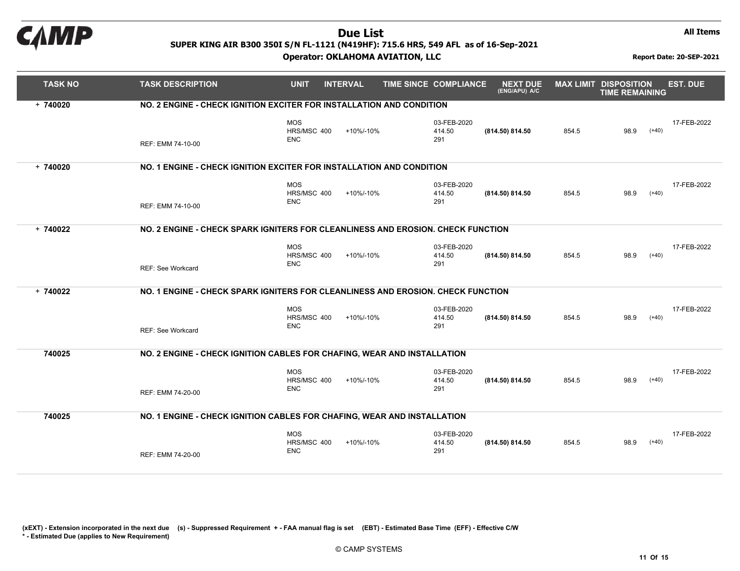# Due List

**SUPER KING AIR B300 350I S/N FL-1121 (N419HF): 715.6 HRS, 549 AFL as of 16-Sep-2021**

**Operator: OKLAHOMA AVIATION, LLC**

**All Items**

**Report Date: 20-SEP-2021**

| TASK NO | TASK DESCRIPTION | UNIT | INTERVAL | | TIME SINCE | COMPLIANCE | NEXT DUE (ENG/APU) A/C | MAX LIMIT | DISPOSITION TIME REMAINING | | EST. DUE |
|---|---|---|---|---|---|---|---|---|---|---|---|
| + 740020 | **NO. 2 ENGINE - CHECK IGNITION EXCITER FOR INSTALLATION AND CONDITION** | | | | | | | | | | |
| | REF: EMM 74-10-00 | MOS<br>HRS/MSC<br>ENC | <br>400 | <br>+10%/-10% | | 03-FEB-2020<br>414.50<br>291 | **(814.50) 814.50** | 854.5 | 98.9 | (+40) | 17-FEB-2022 |
| + 740020 | **NO. 1 ENGINE - CHECK IGNITION EXCITER FOR INSTALLATION AND CONDITION** | | | | | | | | | | |
| | REF: EMM 74-10-00 | MOS<br>HRS/MSC<br>ENC | <br>400 | <br>+10%/-10% | | 03-FEB-2020<br>414.50<br>291 | **(814.50) 814.50** | 854.5 | 98.9 | (+40) | 17-FEB-2022 |
| + 740022 | **NO. 2 ENGINE - CHECK SPARK IGNITERS FOR CLEANLINESS AND EROSION. CHECK FUNCTION** | | | | | | | | | | |
| | REF: See Workcard | MOS<br>HRS/MSC<br>ENC | <br>400 | <br>+10%/-10% | | 03-FEB-2020<br>414.50<br>291 | **(814.50) 814.50** | 854.5 | 98.9 | (+40) | 17-FEB-2022 |
| + 740022 | **NO. 1 ENGINE - CHECK SPARK IGNITERS FOR CLEANLINESS AND EROSION. CHECK FUNCTION** | | | | | | | | | | |
| | REF: See Workcard | MOS<br>HRS/MSC<br>ENC | <br>400 | <br>+10%/-10% | | 03-FEB-2020<br>414.50<br>291 | **(814.50) 814.50** | 854.5 | 98.9 | (+40) | 17-FEB-2022 |
| 740025 | **NO. 2 ENGINE - CHECK IGNITION CABLES FOR CHAFING, WEAR AND INSTALLATION** | | | | | | | | | | |
| | REF: EMM 74-20-00 | MOS<br>HRS/MSC<br>ENC | <br>400 | <br>+10%/-10% | | 03-FEB-2020<br>414.50<br>291 | **(814.50) 814.50** | 854.5 | 98.9 | (+40) | 17-FEB-2022 |
| 740025 | **NO. 1 ENGINE - CHECK IGNITION CABLES FOR CHAFING, WEAR AND INSTALLATION** | | | | | | | | | | |
| | REF: EMM 74-20-00 | MOS<br>HRS/MSC<br>ENC | <br>400 | <br>+10%/-10% | | 03-FEB-2020<br>414.50<br>291 | **(814.50) 814.50** | 854.5 | 98.9 | (+40) | 17-FEB-2022 |

**(xEXT) - Extension incorporated in the next due (s) - Suppressed Requirement + - FAA manual flag is set (EBT) - Estimated Base Time (EFF) - Effective C/W**
**\* - Estimated Due (applies to New Requirement)**

© CAMP SYSTEMS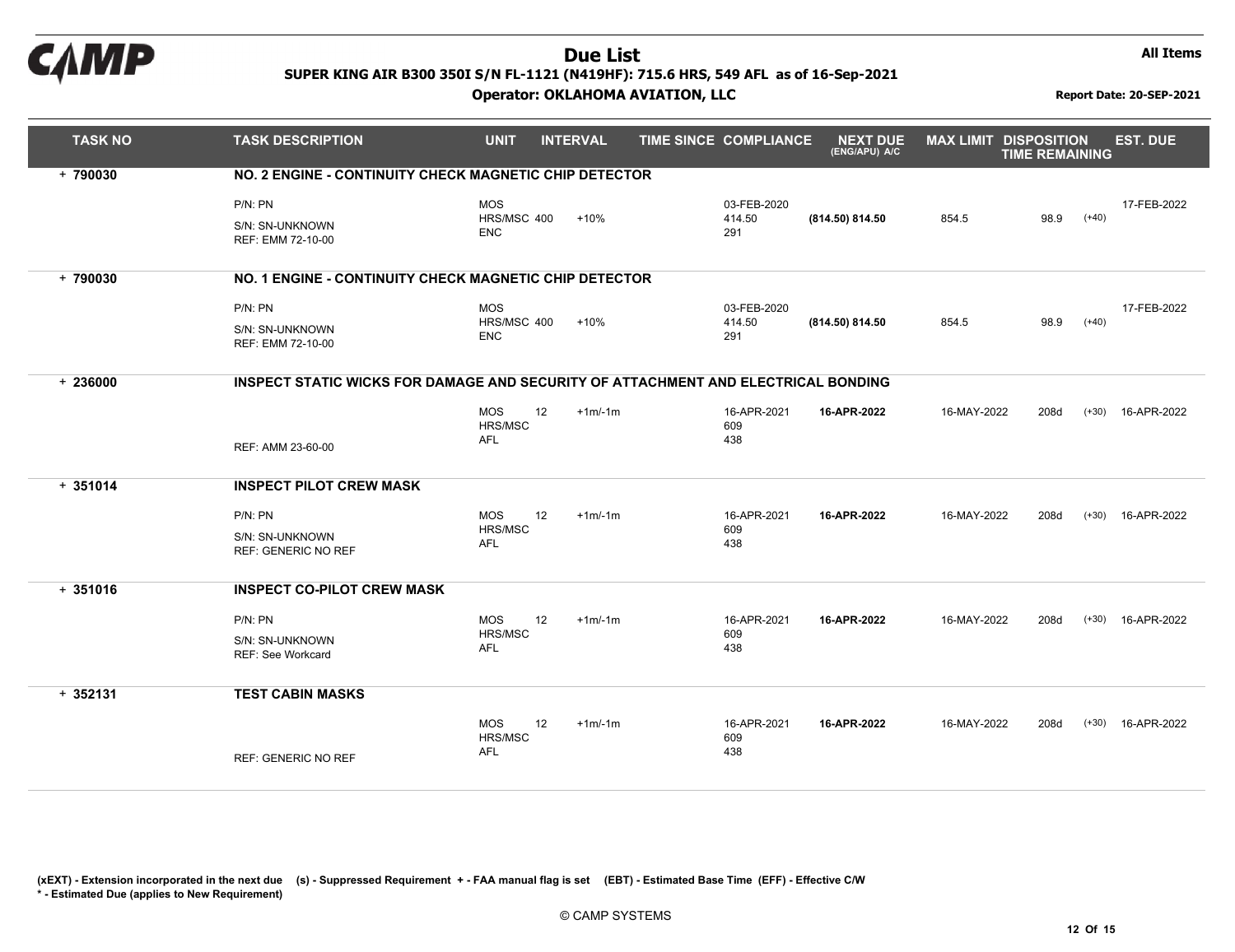# Due List

**SUPER KING AIR B300 350I S/N FL-1121 (N419HF): 715.6 HRS, 549 AFL as of 16-Sep-2021**

**Operator: OKLAHOMA AVIATION, LLC**

**All Items**

**Report Date: 20-SEP-2021**

| TASK NO | TASK DESCRIPTION | UNIT | INTERVAL | | TIME SINCE | COMPLIANCE | NEXT DUE (ENG/APU) A/C | MAX LIMIT | DISPOSITION TIME REMAINING | | EST. DUE |
|---|---|---|---|---|---|---|---|---|---|---|---|
| + 790030 | **NO. 2 ENGINE - CONTINUITY CHECK MAGNETIC CHIP DETECTOR** | | | | | | | | | | |
| | P/N: PN<br>S/N: SN-UNKNOWN<br>REF: EMM 72-10-00 | MOS<br>HRS/MSC<br>ENC | 400 | +10% | | 03-FEB-2020<br>414.50<br>291 | (814.50) 814.50 | 854.5 | 98.9 | (+40) | 17-FEB-2022 |
| + 790030 | **NO. 1 ENGINE - CONTINUITY CHECK MAGNETIC CHIP DETECTOR** | | | | | | | | | | |
| | P/N: PN<br>S/N: SN-UNKNOWN<br>REF: EMM 72-10-00 | MOS<br>HRS/MSC<br>ENC | 400 | +10% | | 03-FEB-2020<br>414.50<br>291 | (814.50) 814.50 | 854.5 | 98.9 | (+40) | 17-FEB-2022 |
| + 236000 | **INSPECT STATIC WICKS FOR DAMAGE AND SECURITY OF ATTACHMENT AND ELECTRICAL BONDING** | | | | | | | | | | |
| | REF: AMM 23-60-00 | MOS<br>HRS/MSC<br>AFL | 12 | +1m/-1m | | 16-APR-2021<br>609<br>438 | **16-APR-2022** | 16-MAY-2022 | 208d | (+30) | 16-APR-2022 |
| + 351014 | **INSPECT PILOT CREW MASK** | | | | | | | | | | |
| | P/N: PN<br>S/N: SN-UNKNOWN<br>REF: GENERIC NO REF | MOS<br>HRS/MSC<br>AFL | 12 | +1m/-1m | | 16-APR-2021<br>609<br>438 | **16-APR-2022** | 16-MAY-2022 | 208d | (+30) | 16-APR-2022 |
| + 351016 | **INSPECT CO-PILOT CREW MASK** | | | | | | | | | | |
| | P/N: PN<br>S/N: SN-UNKNOWN<br>REF: See Workcard | MOS<br>HRS/MSC<br>AFL | 12 | +1m/-1m | | 16-APR-2021<br>609<br>438 | **16-APR-2022** | 16-MAY-2022 | 208d | (+30) | 16-APR-2022 |
| + 352131 | **TEST CABIN MASKS** | | | | | | | | | | |
| | REF: GENERIC NO REF | MOS<br>HRS/MSC<br>AFL | 12 | +1m/-1m | | 16-APR-2021<br>609<br>438 | **16-APR-2022** | 16-MAY-2022 | 208d | (+30) | 16-APR-2022 |

**(xEXT) - Extension incorporated in the next due (s) - Suppressed Requirement + - FAA manual flag is set (EBT) - Estimated Base Time (EFF) - Effective C/W**
**\* - Estimated Due (applies to New Requirement)**

© CAMP SYSTEMS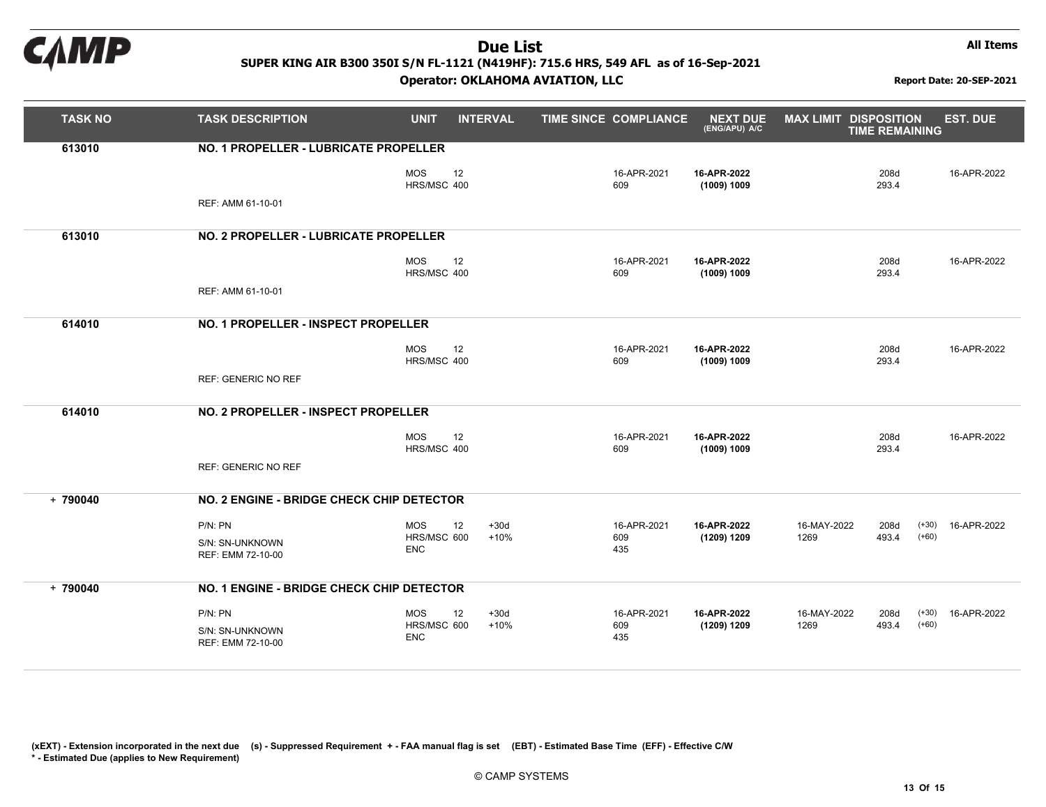# Due List

**SUPER KING AIR B300 350I S/N FL-1121 (N419HF): 715.6 HRS, 549 AFL as of 16-Sep-2021**

**Operator: OKLAHOMA AVIATION, LLC**

**All Items**

**Report Date: 20-SEP-2021**

| TASK NO | TASK DESCRIPTION | UNIT | INTERVAL | | TIME SINCE | COMPLIANCE | NEXT DUE (ENG/APU) A/C | MAX LIMIT | DISPOSITION TIME REMAINING | | EST. DUE |
|---|---|---|---|---|---|---|---|---|---|---|---|
| 613010 | **NO. 1 PROPELLER - LUBRICATE PROPELLER** | | | | | | | | | | |
| | | MOS<br>HRS/MSC | 12<br>400 | | | 16-APR-2021<br>609 | **16-APR-2022**<br>**(1009) 1009** | | 208d<br>293.4 | | 16-APR-2022 |
| | REF: AMM 61-10-01 | | | | | | | | | | |
| 613010 | **NO. 2 PROPELLER - LUBRICATE PROPELLER** | | | | | | | | | | |
| | | MOS<br>HRS/MSC | 12<br>400 | | | 16-APR-2021<br>609 | **16-APR-2022**<br>**(1009) 1009** | | 208d<br>293.4 | | 16-APR-2022 |
| | REF: AMM 61-10-01 | | | | | | | | | | |
| 614010 | **NO. 1 PROPELLER - INSPECT PROPELLER** | | | | | | | | | | |
| | | MOS<br>HRS/MSC | 12<br>400 | | | 16-APR-2021<br>609 | **16-APR-2022**<br>**(1009) 1009** | | 208d<br>293.4 | | 16-APR-2022 |
| | REF: GENERIC NO REF | | | | | | | | | | |
| 614010 | **NO. 2 PROPELLER - INSPECT PROPELLER** | | | | | | | | | | |
| | | MOS<br>HRS/MSC | 12<br>400 | | | 16-APR-2021<br>609 | **16-APR-2022**<br>**(1009) 1009** | | 208d<br>293.4 | | 16-APR-2022 |
| | REF: GENERIC NO REF | | | | | | | | | | |
| + 790040 | **NO. 2 ENGINE - BRIDGE CHECK CHIP DETECTOR** | | | | | | | | | | |
| | P/N: PN<br>S/N: SN-UNKNOWN<br>REF: EMM 72-10-00 | MOS<br>HRS/MSC<br>ENC | 12<br>600 | +30d<br>+10% | | 16-APR-2021<br>609<br>435 | **16-APR-2022**<br>**(1209) 1209** | 16-MAY-2022<br>1269 | 208d<br>493.4 | (+30)<br>(+60) | 16-APR-2022 |
| + 790040 | **NO. 1 ENGINE - BRIDGE CHECK CHIP DETECTOR** | | | | | | | | | | |
| | P/N: PN<br>S/N: SN-UNKNOWN<br>REF: EMM 72-10-00 | MOS<br>HRS/MSC<br>ENC | 12<br>600 | +30d<br>+10% | | 16-APR-2021<br>609<br>435 | **16-APR-2022**<br>**(1209) 1209** | 16-MAY-2022<br>1269 | 208d<br>493.4 | (+30)<br>(+60) | 16-APR-2022 |

**(xEXT) - Extension incorporated in the next due (s) - Suppressed Requirement + - FAA manual flag is set (EBT) - Estimated Base Time (EFF) - Effective C/W**
**\* - Estimated Due (applies to New Requirement)**

© CAMP SYSTEMS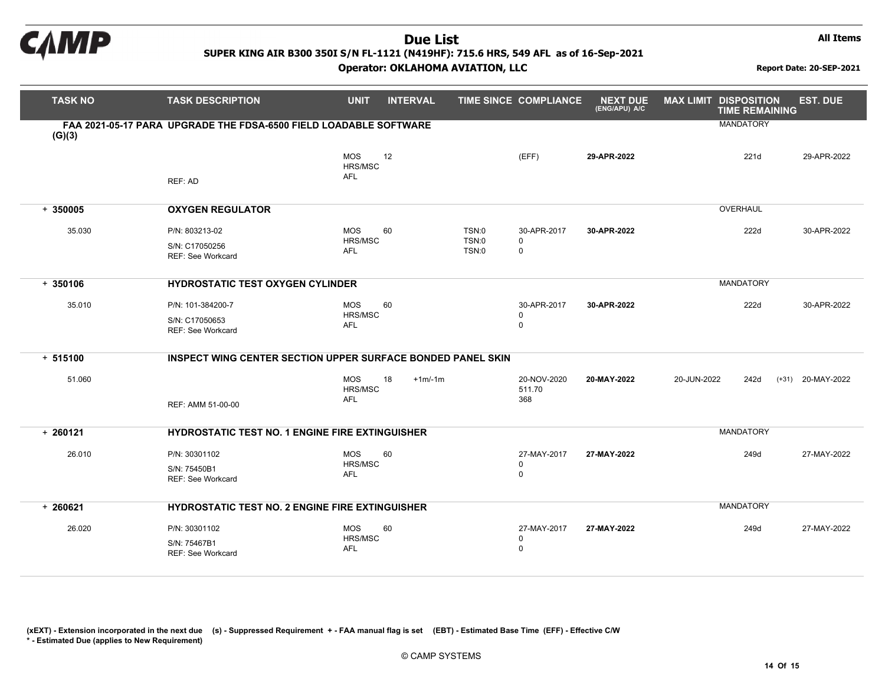# Due List

**SUPER KING AIR B300 350I S/N FL-1121 (N419HF): 715.6 HRS, 549 AFL as of 16-Sep-2021**

**Operator: OKLAHOMA AVIATION, LLC**

**All Items**

**Report Date: 20-SEP-2021**

| TASK NO | TASK DESCRIPTION | UNIT | INTERVAL | | TIME SINCE | COMPLIANCE | NEXT DUE (ENG/APU) A/C | MAX LIMIT | DISPOSITION TIME REMAINING | | EST. DUE |
|---|---|---|---|---|---|---|---|---|---|---|---|
| **FAA 2021-05-17 PARA (G)(3)** | **UPGRADE THE FDSA-6500 FIELD LOADABLE SOFTWARE** | | | | | | | | MANDATORY | | |
| | REF: AD | MOS<br>HRS/MSC<br>AFL | 12 | | | (EFF) | **29-APR-2022** | | 221d | | 29-APR-2022 |
| **+ 350005** | **OXYGEN REGULATOR** | | | | | | | | OVERHAUL | | |
| 35.030 | P/N: 803213-02<br>S/N: C17050256<br>REF: See Workcard | MOS<br>HRS/MSC<br>AFL | 60 | | TSN:0<br>TSN:0<br>TSN:0 | 30-APR-2017<br>0<br>0 | **30-APR-2022** | | 222d | | 30-APR-2022 |
| **+ 350106** | **HYDROSTATIC TEST OXYGEN CYLINDER** | | | | | | | | MANDATORY | | |
| 35.010 | P/N: 101-384200-7<br>S/N: C17050653<br>REF: See Workcard | MOS<br>HRS/MSC<br>AFL | 60 | | | 30-APR-2017<br>0<br>0 | **30-APR-2022** | | 222d | | 30-APR-2022 |
| **+ 515100** | **INSPECT WING CENTER SECTION UPPER SURFACE BONDED PANEL SKIN** | | | | | | | | | | |
| 51.060 | REF: AMM 51-00-00 | MOS<br>HRS/MSC<br>AFL | 18 | +1m/-1m | | 20-NOV-2020<br>511.70<br>368 | **20-MAY-2022** | 20-JUN-2022 | 242d | (+31) | 20-MAY-2022 |
| **+ 260121** | **HYDROSTATIC TEST NO. 1 ENGINE FIRE EXTINGUISHER** | | | | | | | | MANDATORY | | |
| 26.010 | P/N: 30301102<br>S/N: 75450B1<br>REF: See Workcard | MOS<br>HRS/MSC<br>AFL | 60 | | | 27-MAY-2017<br>0<br>0 | **27-MAY-2022** | | 249d | | 27-MAY-2022 |
| **+ 260621** | **HYDROSTATIC TEST NO. 2 ENGINE FIRE EXTINGUISHER** | | | | | | | | MANDATORY | | |
| 26.020 | P/N: 30301102<br>S/N: 75467B1<br>REF: See Workcard | MOS<br>HRS/MSC<br>AFL | 60 | | | 27-MAY-2017<br>0<br>0 | **27-MAY-2022** | | 249d | | 27-MAY-2022 |

**(xEXT) - Extension incorporated in the next due (s) - Suppressed Requirement + - FAA manual flag is set (EBT) - Estimated Base Time (EFF) - Effective C/W**
**\* - Estimated Due (applies to New Requirement)**

© CAMP SYSTEMS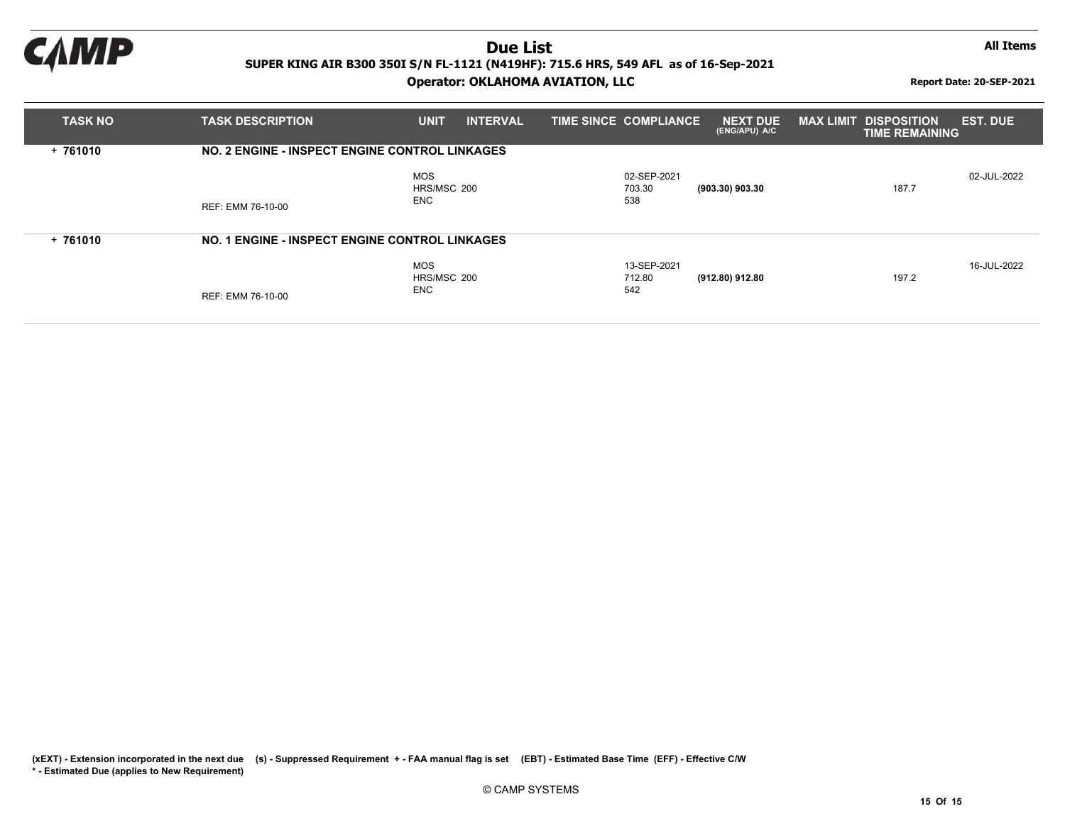# Due List

**SUPER KING AIR B300 350I S/N FL-1121 (N419HF): 715.6 HRS, 549 AFL as of 16-Sep-2021**

**Operator: OKLAHOMA AVIATION, LLC**

**All Items**

**Report Date: 20-SEP-2021**

| TASK NO | TASK DESCRIPTION | UNIT | INTERVAL | TIME SINCE | COMPLIANCE | NEXT DUE (ENG/APU) A/C | MAX LIMIT | DISPOSITION TIME REMAINING | EST. DUE |
|---|---|---|---|---|---|---|---|---|---|
| + 761010 | **NO. 2 ENGINE - INSPECT ENGINE CONTROL LINKAGES** | | | | | | | | |
| | | MOS | | | 02-SEP-2021 | | | | 02-JUL-2022 |
| | | HRS/MSC | 200 | | 703.30 | **(903.30) 903.30** | | 187.7 | |
| | REF: EMM 76-10-00 | ENC | | | 538 | | | | |
| + 761010 | **NO. 1 ENGINE - INSPECT ENGINE CONTROL LINKAGES** | | | | | | | | |
| | | MOS | | | 13-SEP-2021 | | | | 16-JUL-2022 |
| | | HRS/MSC | 200 | | 712.80 | **(912.80) 912.80** | | 197.2 | |
| | REF: EMM 76-10-00 | ENC | | | 542 | | | | |

**(xEXT) - Extension incorporated in the next due (s) - Suppressed Requirement + - FAA manual flag is set (EBT) - Estimated Base Time (EFF) - Effective C/W**
**\* - Estimated Due (applies to New Requirement)**

© CAMP SYSTEMS